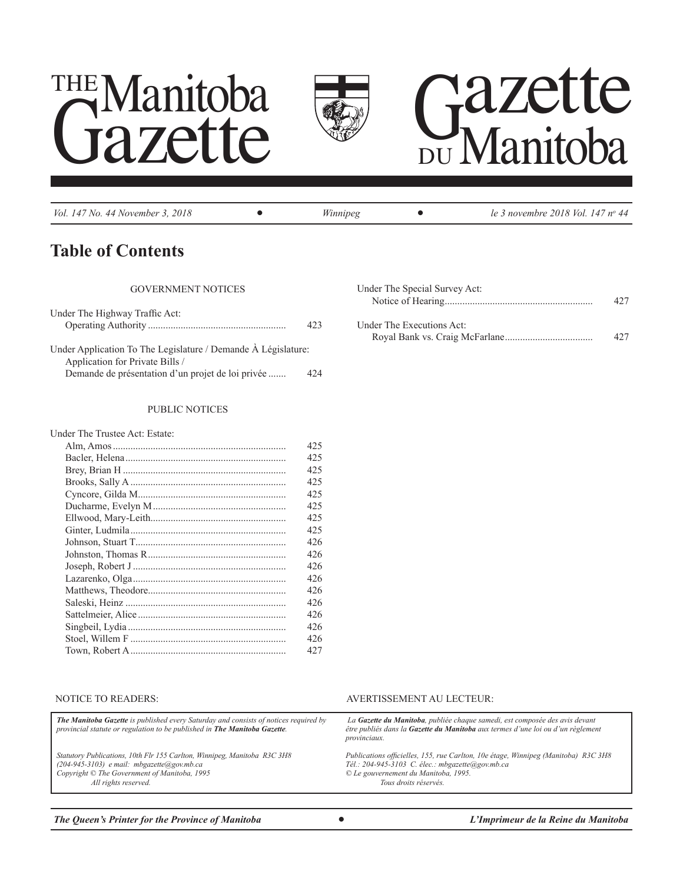# THE Manitoba Gazette

# Gazette DU Manitoba

*Vol. 147 No. 44 November 3, 2018* • *Winnipeg* • *le 3 novembre 2018 Vol. 147 nº 44*

## Table of Contents

### GOVERNMENT NOTICES

Under The Highway Traffic Act:
- Operating Authority ...... 423

Under Application To The Legislature / Demande À Législature:
- Application for Private Bills / Demande de présentation d'un projet de loi privée ...... 424

### PUBLIC NOTICES

Under The Trustee Act: Estate:
- Alm, Amos ...... 425
- Bacler, Helena ...... 425
- Brey, Brian H ...... 425
- Brooks, Sally A ...... 425
- Cyncore, Gilda M. ...... 425
- Ducharme, Evelyn M ...... 425
- Ellwood, Mary-Leith ...... 425
- Ginter, Ludmila ...... 425
- Johnson, Stuart T. ...... 426
- Johnston, Thomas R ...... 426
- Joseph, Robert J ...... 426
- Lazarenko, Olga ...... 426
- Matthews, Theodore ...... 426
- Saleski, Heinz ...... 426
- Sattelmeier, Alice ...... 426
- Singbeil, Lydia ...... 426
- Stoel, Willem F ...... 426
- Town, Robert A ...... 427

Under The Special Survey Act:
- Notice of Hearing ...... 427

Under The Executions Act:
- Royal Bank vs. Craig McFarlane ...... 427

NOTICE TO READERS:

*__The Manitoba Gazette__ is published every Saturday and consists of notices required by provincial statute or regulation to be published in __The Manitoba Gazette__.*

*Statutory Publications, 10th Flr 155 Carlton, Winnipeg, Manitoba R3C 3H8*
*(204-945-3103) e mail: mbgazette@gov.mb.ca*
*Copyright © The Government of Manitoba, 1995*
*All rights reserved.*

AVERTISSEMENT AU LECTEUR:

*La __Gazette du Manitoba__, publiée chaque samedi, est composée des avis devant être publiés dans la __Gazette du Manitoba__ aux termes d'une loi ou d'un règlement provinciaux.*

*Publications officielles, 155, rue Carlton, 10e étage, Winnipeg (Manitoba) R3C 3H8*
*Tél.: 204-945-3103 C. élec.: mbgazette@gov.mb.ca*
*© Le gouvernement du Manitoba, 1995.*
*Tous droits réservés.*

***The Queen's Printer for the Province of Manitoba*** • ***L'Imprimeur de la Reine du Manitoba***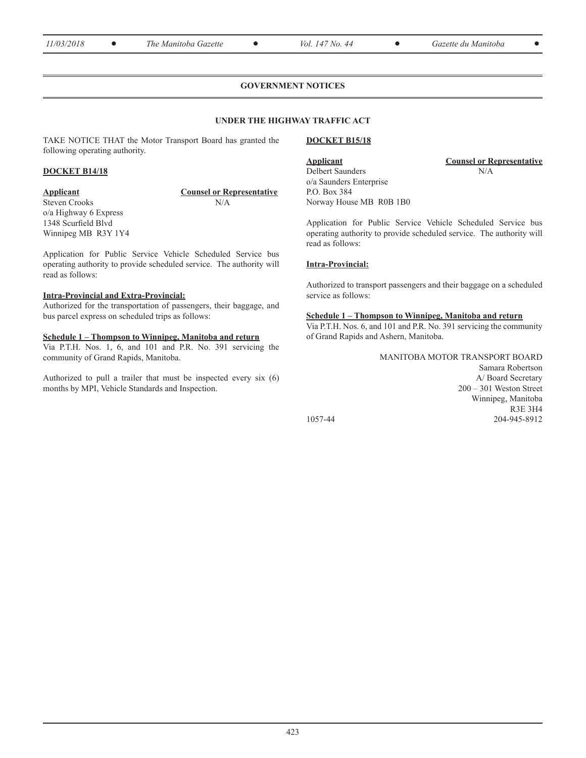## GOVERNMENT NOTICES

### UNDER THE HIGHWAY TRAFFIC ACT

TAKE NOTICE THAT the Motor Transport Board has granted the following operating authority.

**DOCKET B14/18**

| **Applicant** | **Counsel or Representative** |
| --- | --- |
| Steven Crooks<br>o/a Highway 6 Express<br>1348 Scurfield Blvd<br>Winnipeg MB R3Y 1Y4 | N/A |

Application for Public Service Vehicle Scheduled Service bus operating authority to provide scheduled service. The authority will read as follows:

**Intra-Provincial and Extra-Provincial:**

Authorized for the transportation of passengers, their baggage, and bus parcel express on scheduled trips as follows:

**Schedule 1 – Thompson to Winnipeg, Manitoba and return**

Via P.T.H. Nos. 1, 6, and 101 and P.R. No. 391 servicing the community of Grand Rapids, Manitoba.

Authorized to pull a trailer that must be inspected every six (6) months by MPI, Vehicle Standards and Inspection.

**DOCKET B15/18**

| **Applicant** | **Counsel or Representative** |
| --- | --- |
| Delbert Saunders<br>o/a Saunders Enterprise<br>P.O. Box 384<br>Norway House MB R0B 1B0 | N/A |

Application for Public Service Vehicle Scheduled Service bus operating authority to provide scheduled service. The authority will read as follows:

**Intra-Provincial:**

Authorized to transport passengers and their baggage on a scheduled service as follows:

**Schedule 1 – Thompson to Winnipeg, Manitoba and return**

Via P.T.H. Nos. 6, and 101 and P.R. No. 391 servicing the community of Grand Rapids and Ashern, Manitoba.

MANITOBA MOTOR TRANSPORT BOARD
Samara Robertson
A/ Board Secretary
200 – 301 Weston Street
Winnipeg, Manitoba
R3E 3H4
204-945-8912

1057-44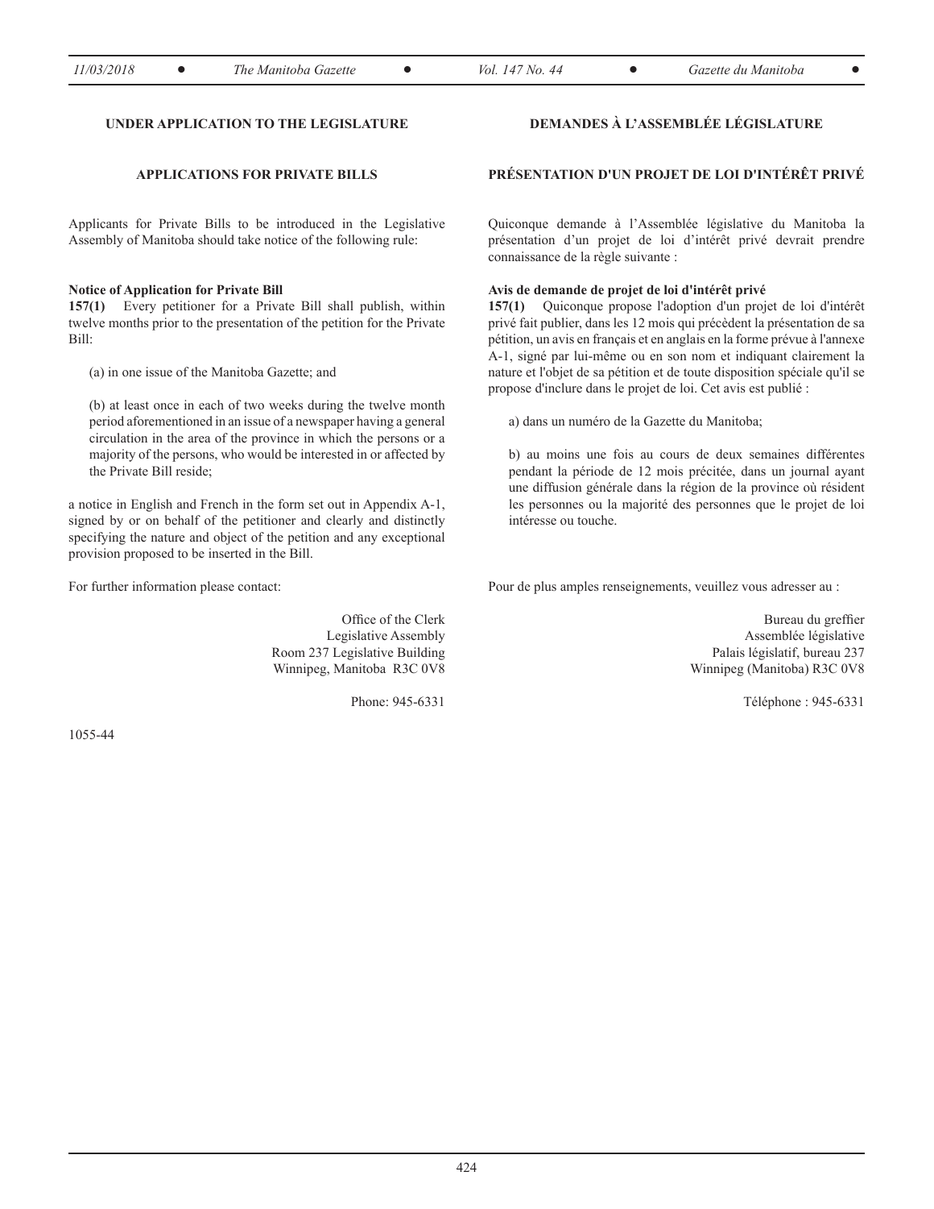## UNDER APPLICATION TO THE LEGISLATURE

### APPLICATIONS FOR PRIVATE BILLS

Applicants for Private Bills to be introduced in the Legislative Assembly of Manitoba should take notice of the following rule:

**Notice of Application for Private Bill**
**157(1)** Every petitioner for a Private Bill shall publish, within twelve months prior to the presentation of the petition for the Private Bill:

(a) in one issue of the Manitoba Gazette; and

(b) at least once in each of two weeks during the twelve month period aforementioned in an issue of a newspaper having a general circulation in the area of the province in which the persons or a majority of the persons, who would be interested in or affected by the Private Bill reside;

a notice in English and French in the form set out in Appendix A-1, signed by or on behalf of the petitioner and clearly and distinctly specifying the nature and object of the petition and any exceptional provision proposed to be inserted in the Bill.

For further information please contact:

Office of the Clerk
Legislative Assembly
Room 237 Legislative Building
Winnipeg, Manitoba R3C 0V8

Phone: 945-6331

## DEMANDES À L'ASSEMBLÉE LÉGISLATURE

### PRÉSENTATION D'UN PROJET DE LOI D'INTÉRÊT PRIVÉ

Quiconque demande à l'Assemblée législative du Manitoba la présentation d'un projet de loi d'intérêt privé devrait prendre connaissance de la règle suivante :

**Avis de demande de projet de loi d'intérêt privé**
**157(1)** Quiconque propose l'adoption d'un projet de loi d'intérêt privé fait publier, dans les 12 mois qui précèdent la présentation de sa pétition, un avis en français et en anglais en la forme prévue à l'annexe A-1, signé par lui-même ou en son nom et indiquant clairement la nature et l'objet de sa pétition et de toute disposition spéciale qu'il se propose d'inclure dans le projet de loi. Cet avis est publié :

a) dans un numéro de la Gazette du Manitoba;

b) au moins une fois au cours de deux semaines différentes pendant la période de 12 mois précitée, dans un journal ayant une diffusion générale dans la région de la province où résident les personnes ou la majorité des personnes que le projet de loi intéresse ou touche.

Pour de plus amples renseignements, veuillez vous adresser au :

Bureau du greffier
Assemblée législative
Palais législatif, bureau 237
Winnipeg (Manitoba) R3C 0V8

Téléphone : 945-6331

1055-44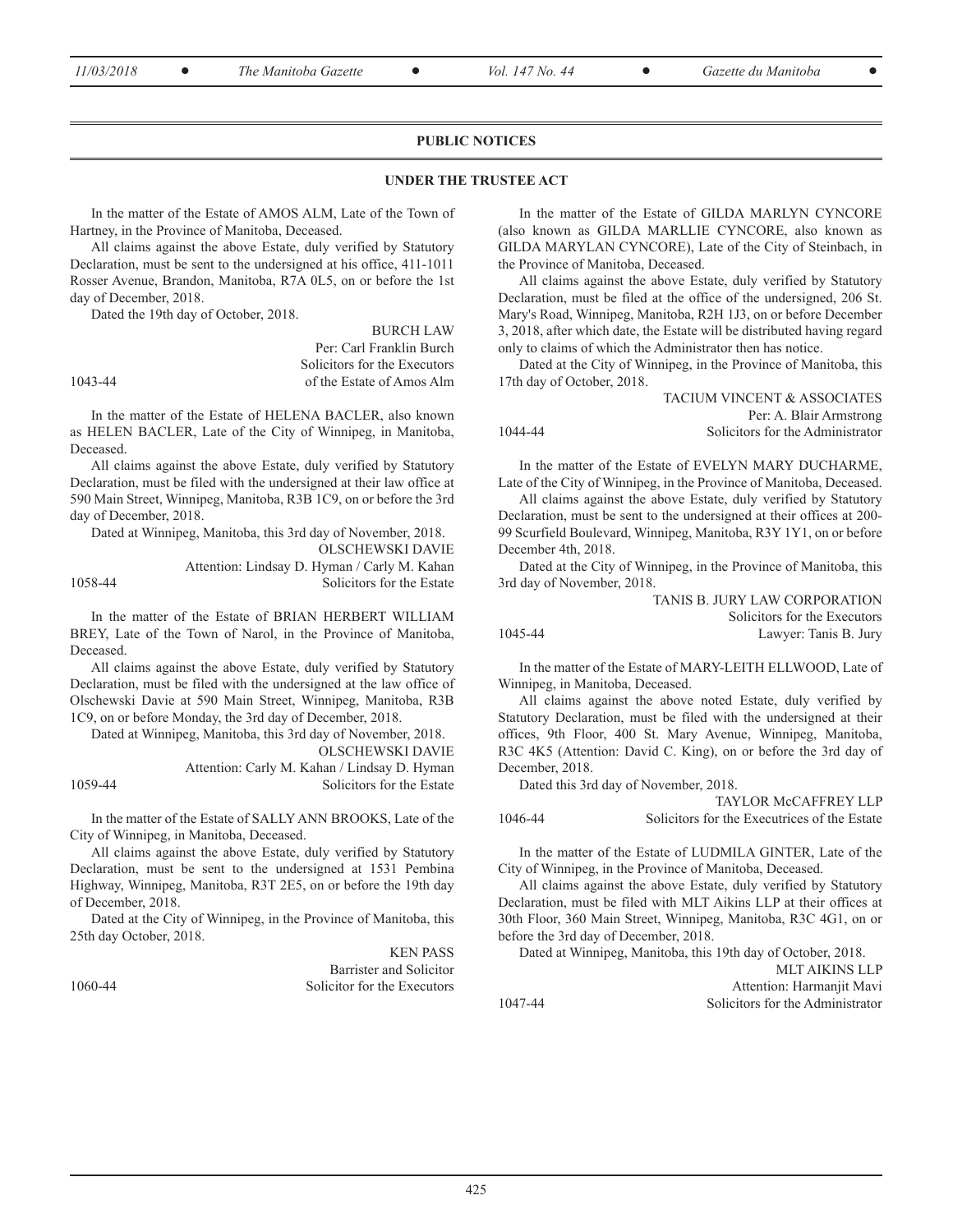## PUBLIC NOTICES

### UNDER THE TRUSTEE ACT

In the matter of the Estate of AMOS ALM, Late of the Town of Hartney, in the Province of Manitoba, Deceased.

All claims against the above Estate, duly verified by Statutory Declaration, must be sent to the undersigned at his office, 411-1011 Rosser Avenue, Brandon, Manitoba, R7A 0L5, on or before the 1st day of December, 2018.

Dated the 19th day of October, 2018.

BURCH LAW
Per: Carl Franklin Burch
Solicitors for the Executors
of the Estate of Amos Alm

1043-44

In the matter of the Estate of HELENA BACLER, also known as HELEN BACLER, Late of the City of Winnipeg, in Manitoba, Deceased.

All claims against the above Estate, duly verified by Statutory Declaration, must be filed with the undersigned at their law office at 590 Main Street, Winnipeg, Manitoba, R3B 1C9, on or before the 3rd day of December, 2018.

Dated at Winnipeg, Manitoba, this 3rd day of November, 2018.

OLSCHEWSKI DAVIE
Attention: Lindsay D. Hyman / Carly M. Kahan
Solicitors for the Estate

1058-44

In the matter of the Estate of BRIAN HERBERT WILLIAM BREY, Late of the Town of Narol, in the Province of Manitoba, Deceased.

All claims against the above Estate, duly verified by Statutory Declaration, must be filed with the undersigned at the law office of Olschewski Davie at 590 Main Street, Winnipeg, Manitoba, R3B 1C9, on or before Monday, the 3rd day of December, 2018.

Dated at Winnipeg, Manitoba, this 3rd day of November, 2018.

OLSCHEWSKI DAVIE
Attention: Carly M. Kahan / Lindsay D. Hyman
Solicitors for the Estate

1059-44

In the matter of the Estate of SALLY ANN BROOKS, Late of the City of Winnipeg, in Manitoba, Deceased.

All claims against the above Estate, duly verified by Statutory Declaration, must be sent to the undersigned at 1531 Pembina Highway, Winnipeg, Manitoba, R3T 2E5, on or before the 19th day of December, 2018.

Dated at the City of Winnipeg, in the Province of Manitoba, this 25th day October, 2018.

KEN PASS
Barrister and Solicitor
Solicitor for the Executors

1060-44

In the matter of the Estate of GILDA MARLYN CYNCORE (also known as GILDA MARLLIE CYNCORE, also known as GILDA MARYLAN CYNCORE), Late of the City of Steinbach, in the Province of Manitoba, Deceased.

All claims against the above Estate, duly verified by Statutory Declaration, must be filed at the office of the undersigned, 206 St. Mary's Road, Winnipeg, Manitoba, R2H 1J3, on or before December 3, 2018, after which date, the Estate will be distributed having regard only to claims of which the Administrator then has notice.

Dated at the City of Winnipeg, in the Province of Manitoba, this 17th day of October, 2018.

TACIUM VINCENT & ASSOCIATES
Per: A. Blair Armstrong
Solicitors for the Administrator

1044-44

In the matter of the Estate of EVELYN MARY DUCHARME, Late of the City of Winnipeg, in the Province of Manitoba, Deceased.

All claims against the above Estate, duly verified by Statutory Declaration, must be sent to the undersigned at their offices at 200-99 Scurfield Boulevard, Winnipeg, Manitoba, R3Y 1Y1, on or before December 4th, 2018.

Dated at the City of Winnipeg, in the Province of Manitoba, this 3rd day of November, 2018.

TANIS B. JURY LAW CORPORATION
Solicitors for the Executors
Lawyer: Tanis B. Jury

1045-44

In the matter of the Estate of MARY-LEITH ELLWOOD, Late of Winnipeg, in Manitoba, Deceased.

All claims against the above noted Estate, duly verified by Statutory Declaration, must be filed with the undersigned at their offices, 9th Floor, 400 St. Mary Avenue, Winnipeg, Manitoba, R3C 4K5 (Attention: David C. King), on or before the 3rd day of December, 2018.

Dated this 3rd day of November, 2018.

TAYLOR McCAFFREY LLP
Solicitors for the Executrices of the Estate

1046-44

In the matter of the Estate of LUDMILA GINTER, Late of the City of Winnipeg, in the Province of Manitoba, Deceased.

All claims against the above Estate, duly verified by Statutory Declaration, must be filed with MLT Aikins LLP at their offices at 30th Floor, 360 Main Street, Winnipeg, Manitoba, R3C 4G1, on or before the 3rd day of December, 2018.

Dated at Winnipeg, Manitoba, this 19th day of October, 2018.

MLT AIKINS LLP
Attention: Harmanjit Mavi
Solicitors for the Administrator

1047-44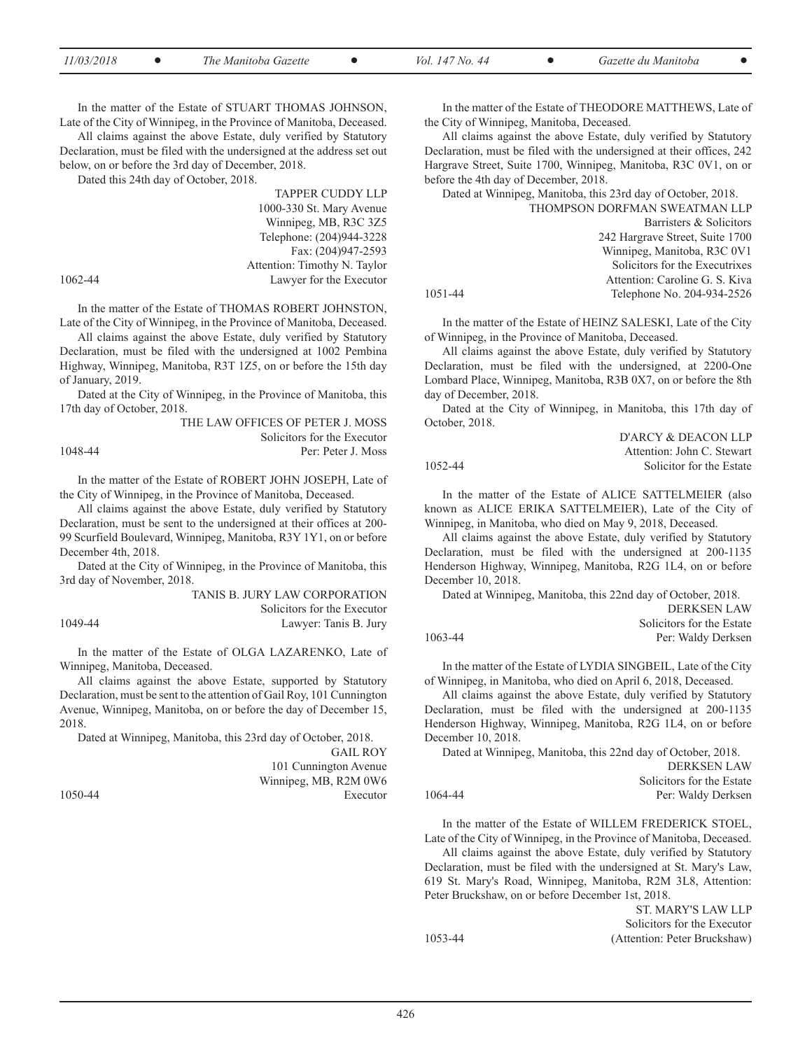In the matter of the Estate of STUART THOMAS JOHNSON, Late of the City of Winnipeg, in the Province of Manitoba, Deceased.

All claims against the above Estate, duly verified by Statutory Declaration, must be filed with the undersigned at the address set out below, on or before the 3rd day of December, 2018.

Dated this 24th day of October, 2018.

TAPPER CUDDY LLP
1000-330 St. Mary Avenue
Winnipeg, MB, R3C 3Z5
Telephone: (204)944-3228
Fax: (204)947-2593
Attention: Timothy N. Taylor
Lawyer for the Executor

1062-44

In the matter of the Estate of THOMAS ROBERT JOHNSTON, Late of the City of Winnipeg, in the Province of Manitoba, Deceased.

All claims against the above Estate, duly verified by Statutory Declaration, must be filed with the undersigned at 1002 Pembina Highway, Winnipeg, Manitoba, R3T 1Z5, on or before the 15th day of January, 2019.

Dated at the City of Winnipeg, in the Province of Manitoba, this 17th day of October, 2018.

THE LAW OFFICES OF PETER J. MOSS
Solicitors for the Executor
Per: Peter J. Moss

1048-44

In the matter of the Estate of ROBERT JOHN JOSEPH, Late of the City of Winnipeg, in the Province of Manitoba, Deceased.

All claims against the above Estate, duly verified by Statutory Declaration, must be sent to the undersigned at their offices at 200-99 Scurfield Boulevard, Winnipeg, Manitoba, R3Y 1Y1, on or before December 4th, 2018.

Dated at the City of Winnipeg, in the Province of Manitoba, this 3rd day of November, 2018.

TANIS B. JURY LAW CORPORATION
Solicitors for the Executor
Lawyer: Tanis B. Jury

1049-44

In the matter of the Estate of OLGA LAZARENKO, Late of Winnipeg, Manitoba, Deceased.

All claims against the above Estate, supported by Statutory Declaration, must be sent to the attention of Gail Roy, 101 Cunnington Avenue, Winnipeg, Manitoba, on or before the day of December 15, 2018.

Dated at Winnipeg, Manitoba, this 23rd day of October, 2018.

GAIL ROY
101 Cunnington Avenue
Winnipeg, MB, R2M 0W6
Executor

1050-44

In the matter of the Estate of THEODORE MATTHEWS, Late of the City of Winnipeg, Manitoba, Deceased.

All claims against the above Estate, duly verified by Statutory Declaration, must be filed with the undersigned at their offices, 242 Hargrave Street, Suite 1700, Winnipeg, Manitoba, R3C 0V1, on or before the 4th day of December, 2018.

Dated at Winnipeg, Manitoba, this 23rd day of October, 2018.

THOMPSON DORFMAN SWEATMAN LLP
Barristers & Solicitors
242 Hargrave Street, Suite 1700
Winnipeg, Manitoba, R3C 0V1
Solicitors for the Executrixes
Attention: Caroline G. S. Kiva
Telephone No. 204-934-2526

1051-44

In the matter of the Estate of HEINZ SALESKI, Late of the City of Winnipeg, in the Province of Manitoba, Deceased.

All claims against the above Estate, duly verified by Statutory Declaration, must be filed with the undersigned, at 2200-One Lombard Place, Winnipeg, Manitoba, R3B 0X7, on or before the 8th day of December, 2018.

Dated at the City of Winnipeg, in Manitoba, this 17th day of October, 2018.

D'ARCY & DEACON LLP
Attention: John C. Stewart
Solicitor for the Estate

1052-44

In the matter of the Estate of ALICE SATTELMEIER (also known as ALICE ERIKA SATTELMEIER), Late of the City of Winnipeg, in Manitoba, who died on May 9, 2018, Deceased.

All claims against the above Estate, duly verified by Statutory Declaration, must be filed with the undersigned at 200-1135 Henderson Highway, Winnipeg, Manitoba, R2G 1L4, on or before December 10, 2018.

Dated at Winnipeg, Manitoba, this 22nd day of October, 2018.

DERKSEN LAW
Solicitors for the Estate
Per: Waldy Derksen

1063-44

In the matter of the Estate of LYDIA SINGBEIL, Late of the City of Winnipeg, in Manitoba, who died on April 6, 2018, Deceased.

All claims against the above Estate, duly verified by Statutory Declaration, must be filed with the undersigned at 200-1135 Henderson Highway, Winnipeg, Manitoba, R2G 1L4, on or before December 10, 2018.

Dated at Winnipeg, Manitoba, this 22nd day of October, 2018.

DERKSEN LAW
Solicitors for the Estate
Per: Waldy Derksen

1064-44

In the matter of the Estate of WILLEM FREDERICK STOEL, Late of the City of Winnipeg, in the Province of Manitoba, Deceased.

All claims against the above Estate, duly verified by Statutory Declaration, must be filed with the undersigned at St. Mary's Law, 619 St. Mary's Road, Winnipeg, Manitoba, R2M 3L8, Attention: Peter Bruckshaw, on or before December 1st, 2018.

ST. MARY'S LAW LLP
Solicitors for the Executor
(Attention: Peter Bruckshaw)

1053-44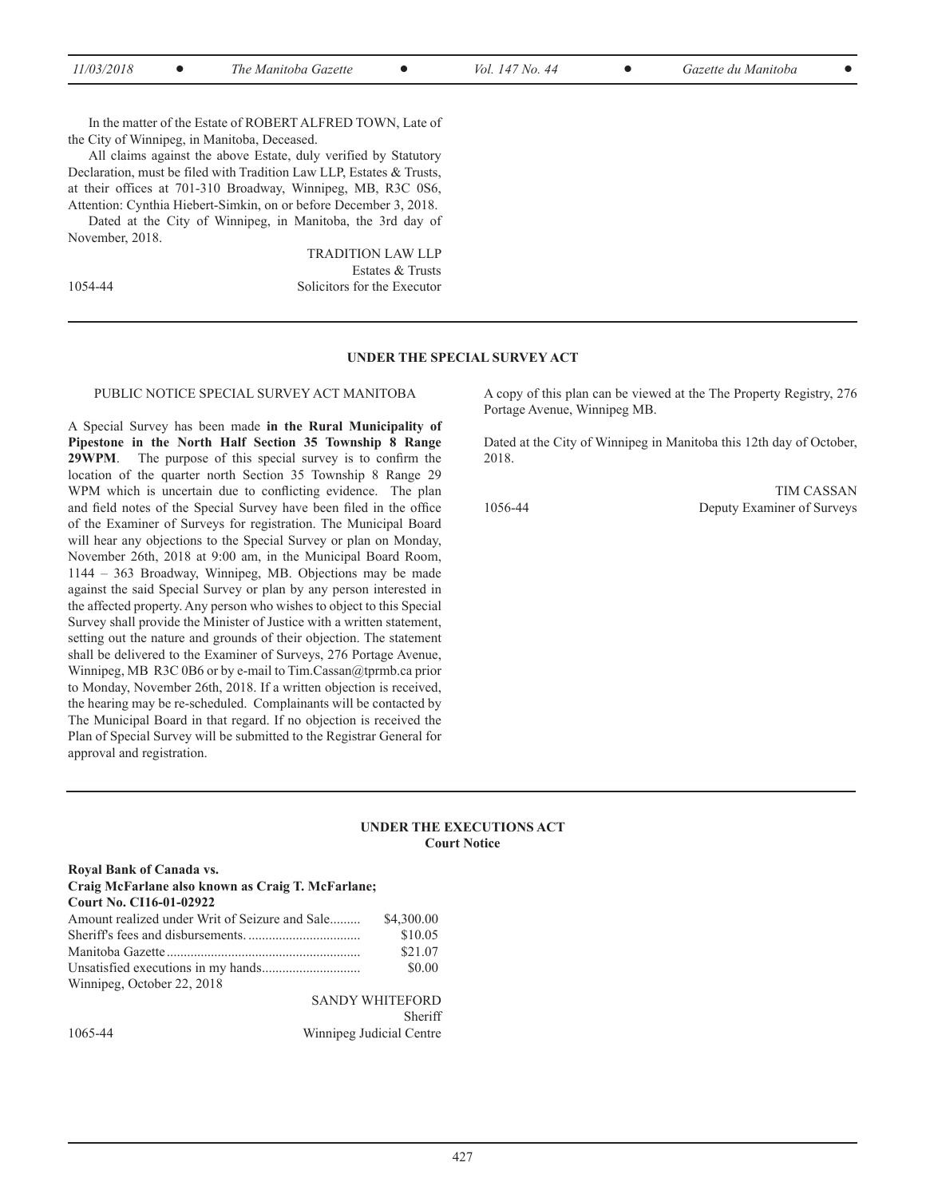In the matter of the Estate of ROBERT ALFRED TOWN, Late of the City of Winnipeg, in Manitoba, Deceased.

All claims against the above Estate, duly verified by Statutory Declaration, must be filed with Tradition Law LLP, Estates & Trusts, at their offices at 701-310 Broadway, Winnipeg, MB, R3C 0S6, Attention: Cynthia Hiebert-Simkin, on or before December 3, 2018.

Dated at the City of Winnipeg, in Manitoba, the 3rd day of November, 2018.

TRADITION LAW LLP
Estates & Trusts
Solicitors for the Executor

1054-44

---

## UNDER THE SPECIAL SURVEY ACT

PUBLIC NOTICE SPECIAL SURVEY ACT MANITOBA

A Special Survey has been made **in the Rural Municipality of Pipestone in the North Half Section 35 Township 8 Range 29WPM**. The purpose of this special survey is to confirm the location of the quarter north Section 35 Township 8 Range 29 WPM which is uncertain due to conflicting evidence. The plan and field notes of the Special Survey have been filed in the office of the Examiner of Surveys for registration. The Municipal Board will hear any objections to the Special Survey or plan on Monday, November 26th, 2018 at 9:00 am, in the Municipal Board Room, 1144 – 363 Broadway, Winnipeg, MB. Objections may be made against the said Special Survey or plan by any person interested in the affected property. Any person who wishes to object to this Special Survey shall provide the Minister of Justice with a written statement, setting out the nature and grounds of their objection. The statement shall be delivered to the Examiner of Surveys, 276 Portage Avenue, Winnipeg, MB R3C 0B6 or by e-mail to Tim.Cassan@tprmb.ca prior to Monday, November 26th, 2018. If a written objection is received, the hearing may be re-scheduled. Complainants will be contacted by The Municipal Board in that regard. If no objection is received the Plan of Special Survey will be submitted to the Registrar General for approval and registration.

A copy of this plan can be viewed at the The Property Registry, 276 Portage Avenue, Winnipeg MB.

Dated at the City of Winnipeg in Manitoba this 12th day of October, 2018.

TIM CASSAN
Deputy Examiner of Surveys

1056-44

---

## UNDER THE EXECUTIONS ACT
**Court Notice**

**Royal Bank of Canada vs.**
**Craig McFarlane also known as Craig T. McFarlane;**
**Court No. CI16-01-02922**

| | |
|---|---|
| Amount realized under Writ of Seizure and Sale | $4,300.00 |
| Sheriff's fees and disbursements | $10.05 |
| Manitoba Gazette | $21.07 |
| Unsatisfied executions in my hands | $0.00 |

Winnipeg, October 22, 2018

SANDY WHITEFORD
Sheriff
Winnipeg Judicial Centre

1065-44